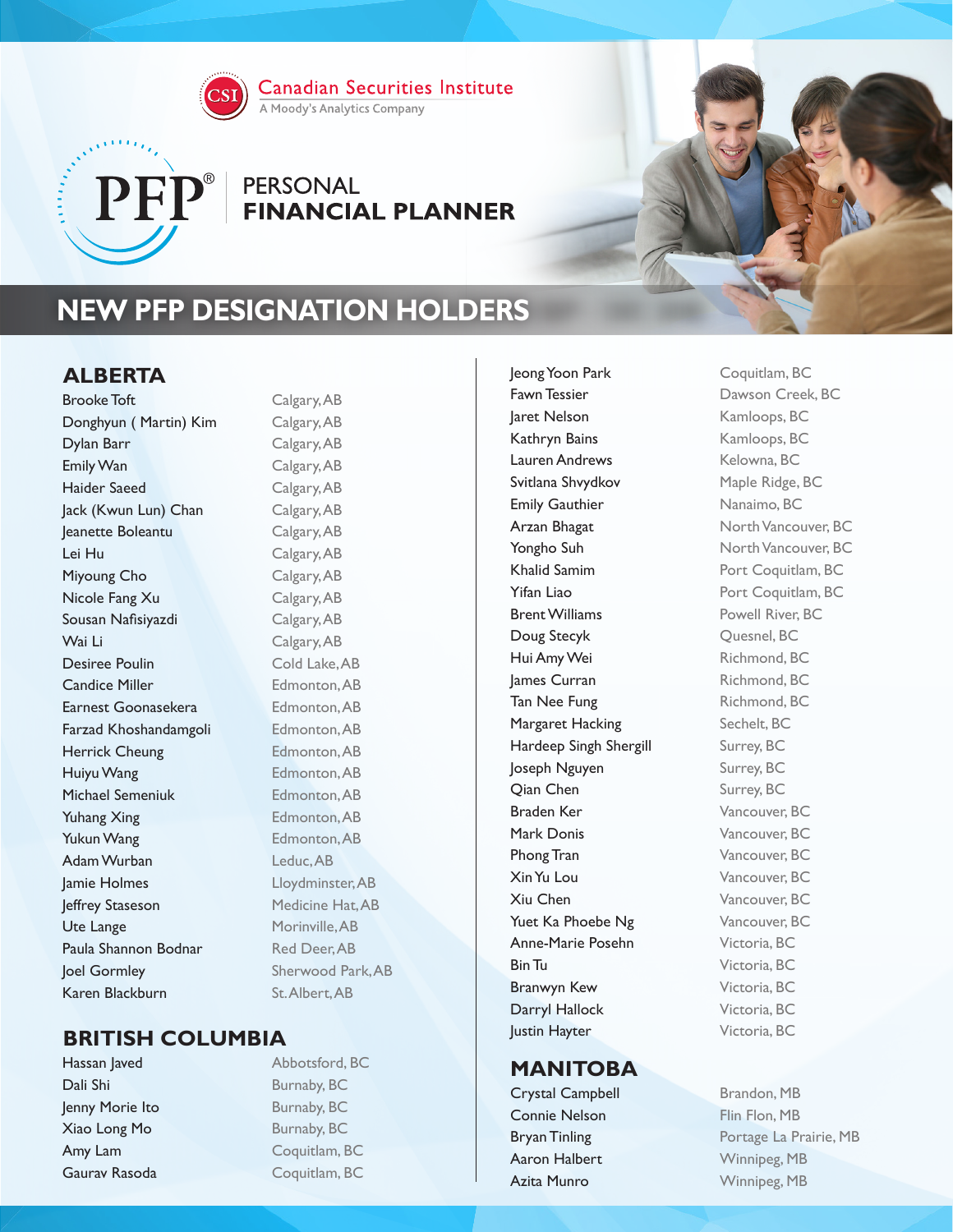Canadian Securities Institute

A Moody's Analytics Company

PFP® PERSONAL **FINANCIAL PLANNER**

# NEW PFP DESIGNATION HOLDERS

## ALBERTA

| Name | Location |
|---|---|
| Brooke Toft | Calgary, AB |
| Donghyun ( Martin) Kim | Calgary, AB |
| Dylan Barr | Calgary, AB |
| Emily Wan | Calgary, AB |
| Haider Saeed | Calgary, AB |
| Jack (Kwun Lun) Chan | Calgary, AB |
| Jeanette Boleantu | Calgary, AB |
| Lei Hu | Calgary, AB |
| Miyoung Cho | Calgary, AB |
| Nicole Fang Xu | Calgary, AB |
| Sousan Nafisiyazdi | Calgary, AB |
| Wai Li | Calgary, AB |
| Desiree Poulin | Cold Lake, AB |
| Candice Miller | Edmonton, AB |
| Earnest Goonasekera | Edmonton, AB |
| Farzad Khoshandamgoli | Edmonton, AB |
| Herrick Cheung | Edmonton, AB |
| Huiyu Wang | Edmonton, AB |
| Michael Semeniuk | Edmonton, AB |
| Yuhang Xing | Edmonton, AB |
| Yukun Wang | Edmonton, AB |
| Adam Wurban | Leduc, AB |
| Jamie Holmes | Lloydminster, AB |
| Jeffrey Staseson | Medicine Hat, AB |
| Ute Lange | Morinville, AB |
| Paula Shannon Bodnar | Red Deer, AB |
| Joel Gormley | Sherwood Park, AB |
| Karen Blackburn | St. Albert, AB |

## BRITISH COLUMBIA

| Name | Location |
|---|---|
| Hassan Javed | Abbotsford, BC |
| Dali Shi | Burnaby, BC |
| Jenny Morie Ito | Burnaby, BC |
| Xiao Long Mo | Burnaby, BC |
| Amy Lam | Coquitlam, BC |
| Gaurav Rasoda | Coquitlam, BC |
| Jeong Yoon Park | Coquitlam, BC |
| Fawn Tessier | Dawson Creek, BC |
| Jaret Nelson | Kamloops, BC |
| Kathryn Bains | Kamloops, BC |
| Lauren Andrews | Kelowna, BC |
| Svitlana Shvydkov | Maple Ridge, BC |
| Emily Gauthier | Nanaimo, BC |
| Arzan Bhagat | North Vancouver, BC |
| Yongho Suh | North Vancouver, BC |
| Khalid Samim | Port Coquitlam, BC |
| Yifan Liao | Port Coquitlam, BC |
| Brent Williams | Powell River, BC |
| Doug Stecyk | Quesnel, BC |
| Hui Amy Wei | Richmond, BC |
| James Curran | Richmond, BC |
| Tan Nee Fung | Richmond, BC |
| Margaret Hacking | Sechelt, BC |
| Hardeep Singh Shergill | Surrey, BC |
| Joseph Nguyen | Surrey, BC |
| Qian Chen | Surrey, BC |
| Braden Ker | Vancouver, BC |
| Mark Donis | Vancouver, BC |
| Phong Tran | Vancouver, BC |
| Xin Yu Lou | Vancouver, BC |
| Xiu Chen | Vancouver, BC |
| Yuet Ka Phoebe Ng | Vancouver, BC |
| Anne-Marie Posehn | Victoria, BC |
| Bin Tu | Victoria, BC |
| Branwyn Kew | Victoria, BC |
| Darryl Hallock | Victoria, BC |
| Justin Hayter | Victoria, BC |

## MANITOBA

| Name | Location |
|---|---|
| Crystal Campbell | Brandon, MB |
| Connie Nelson | Flin Flon, MB |
| Bryan Tinling | Portage La Prairie, MB |
| Aaron Halbert | Winnipeg, MB |
| Azita Munro | Winnipeg, MB |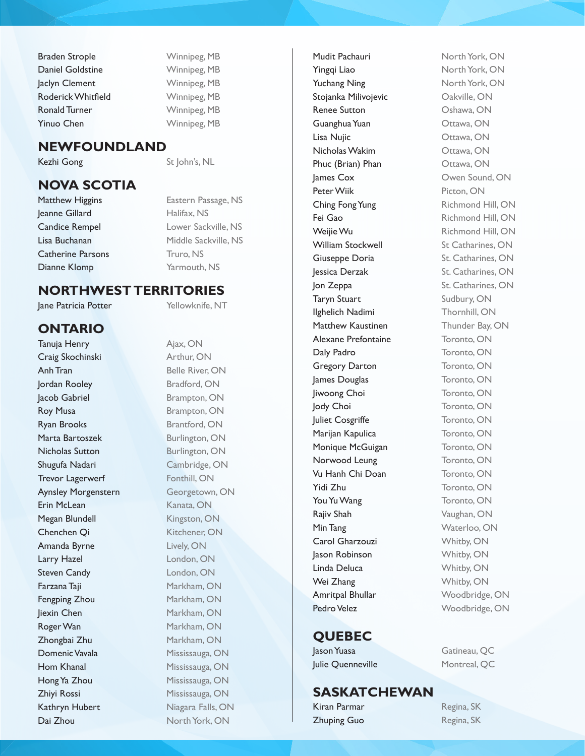| | |
|---|---|
| Braden Strople | Winnipeg, MB |
| Daniel Goldstine | Winnipeg, MB |
| Jaclyn Clement | Winnipeg, MB |
| Roderick Whitfield | Winnipeg, MB |
| Ronald Turner | Winnipeg, MB |
| Yinuo Chen | Winnipeg, MB |

## NEWFOUNDLAND

| | |
|---|---|
| Kezhi Gong | St John's, NL |

## NOVA SCOTIA

| | |
|---|---|
| Matthew Higgins | Eastern Passage, NS |
| Jeanne Gillard | Halifax, NS |
| Candice Rempel | Lower Sackville, NS |
| Lisa Buchanan | Middle Sackville, NS |
| Catherine Parsons | Truro, NS |
| Dianne Klomp | Yarmouth, NS |

## NORTHWEST TERRITORIES

| | |
|---|---|
| Jane Patricia Potter | Yellowknife, NT |

## ONTARIO

| | |
|---|---|
| Tanuja Henry | Ajax, ON |
| Craig Skochinski | Arthur, ON |
| Anh Tran | Belle River, ON |
| Jordan Rooley | Bradford, ON |
| Jacob Gabriel | Brampton, ON |
| Roy Musa | Brampton, ON |
| Ryan Brooks | Brantford, ON |
| Marta Bartoszek | Burlington, ON |
| Nicholas Sutton | Burlington, ON |
| Shugufa Nadari | Cambridge, ON |
| Trevor Lagerwerf | Fonthill, ON |
| Aynsley Morgenstern | Georgetown, ON |
| Erin McLean | Kanata, ON |
| Megan Blundell | Kingston, ON |
| Chenchen Qi | Kitchener, ON |
| Amanda Byrne | Lively, ON |
| Larry Hazel | London, ON |
| Steven Candy | London, ON |
| Farzana Taji | Markham, ON |
| Fengping Zhou | Markham, ON |
| Jiexin Chen | Markham, ON |
| Roger Wan | Markham, ON |
| Zhongbai Zhu | Markham, ON |
| Domenic Vavala | Mississauga, ON |
| Hom Khanal | Mississauga, ON |
| Hong Ya Zhou | Mississauga, ON |
| Zhiyi Rossi | Mississauga, ON |
| Kathryn Hubert | Niagara Falls, ON |
| Dai Zhou | North York, ON |
| Mudit Pachauri | North York, ON |
| Yingqi Liao | North York, ON |
| Yuchang Ning | North York, ON |
| Stojanka Milivojevic | Oakville, ON |
| Renee Sutton | Oshawa, ON |
| Guanghua Yuan | Ottawa, ON |
| Lisa Nujic | Ottawa, ON |
| Nicholas Wakim | Ottawa, ON |
| Phuc (Brian) Phan | Ottawa, ON |
| James Cox | Owen Sound, ON |
| Peter Wiik | Picton, ON |
| Ching Fong Yung | Richmond Hill, ON |
| Fei Gao | Richmond Hill, ON |
| Weijie Wu | Richmond Hill, ON |
| William Stockwell | St Catharines, ON |
| Giuseppe Doria | St. Catharines, ON |
| Jessica Derzak | St. Catharines, ON |
| Jon Zeppa | St. Catharines, ON |
| Taryn Stuart | Sudbury, ON |
| Ilghelich Nadimi | Thornhill, ON |
| Matthew Kaustinen | Thunder Bay, ON |
| Alexane Prefontaine | Toronto, ON |
| Daly Padro | Toronto, ON |
| Gregory Darton | Toronto, ON |
| James Douglas | Toronto, ON |
| Jiwoong Choi | Toronto, ON |
| Jody Choi | Toronto, ON |
| Juliet Cosgriffe | Toronto, ON |
| Marijan Kapulica | Toronto, ON |
| Monique McGuigan | Toronto, ON |
| Norwood Leung | Toronto, ON |
| Vu Hanh Chi Doan | Toronto, ON |
| Yidi Zhu | Toronto, ON |
| You Yu Wang | Toronto, ON |
| Rajiv Shah | Vaughan, ON |
| Min Tang | Waterloo, ON |
| Carol Gharzouzi | Whitby, ON |
| Jason Robinson | Whitby, ON |
| Linda Deluca | Whitby, ON |
| Wei Zhang | Whitby, ON |
| Amritpal Bhullar | Woodbridge, ON |
| Pedro Velez | Woodbridge, ON |

## QUEBEC

| | |
|---|---|
| Jason Yuasa | Gatineau, QC |
| Julie Quenneville | Montreal, QC |

## SASKATCHEWAN

| | |
|---|---|
| Kiran Parmar | Regina, SK |
| Zhuping Guo | Regina, SK |